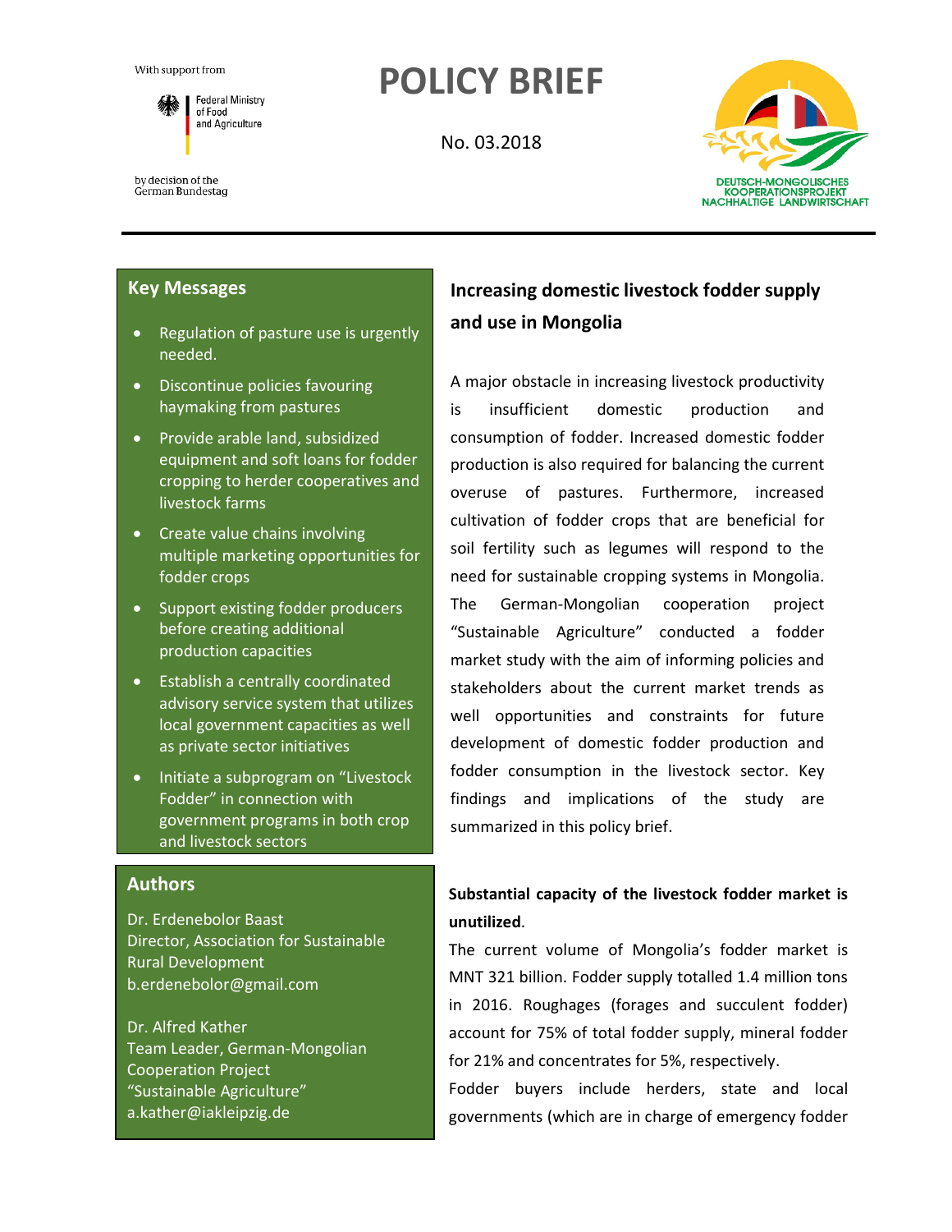With support from

Federal Ministry of Food and Agriculture

by decision of the German Bundestag

# POLICY BRIEF

No. 03.2018

DEUTSCH-MONGOLISCHES KOOPERATIONSPROJEKT NACHHALTIGE LANDWIRTSCHAFT

## Key Messages

- Regulation of pasture use is urgently needed.
- Discontinue policies favouring haymaking from pastures
- Provide arable land, subsidized equipment and soft loans for fodder cropping to herder cooperatives and livestock farms
- Create value chains involving multiple marketing opportunities for fodder crops
- Support existing fodder producers before creating additional production capacities
- Establish a centrally coordinated advisory service system that utilizes local government capacities as well as private sector initiatives
- Initiate a subprogram on "Livestock Fodder" in connection with government programs in both crop and livestock sectors

## Authors

Dr. Erdenebolor Baast
Director, Association for Sustainable Rural Development
b.erdenebolor@gmail.com

Dr. Alfred Kather
Team Leader, German-Mongolian Cooperation Project "Sustainable Agriculture"
a.kather@iakleipzig.de

## Increasing domestic livestock fodder supply and use in Mongolia

A major obstacle in increasing livestock productivity is insufficient domestic production and consumption of fodder. Increased domestic fodder production is also required for balancing the current overuse of pastures. Furthermore, increased cultivation of fodder crops that are beneficial for soil fertility such as legumes will respond to the need for sustainable cropping systems in Mongolia. The German-Mongolian cooperation project "Sustainable Agriculture" conducted a fodder market study with the aim of informing policies and stakeholders about the current market trends as well opportunities and constraints for future development of domestic fodder production and fodder consumption in the livestock sector. Key findings and implications of the study are summarized in this policy brief.

**Substantial capacity of the livestock fodder market is unutilized.**

The current volume of Mongolia's fodder market is MNT 321 billion. Fodder supply totalled 1.4 million tons in 2016. Roughages (forages and succulent fodder) account for 75% of total fodder supply, mineral fodder for 21% and concentrates for 5%, respectively.

Fodder buyers include herders, state and local governments (which are in charge of emergency fodder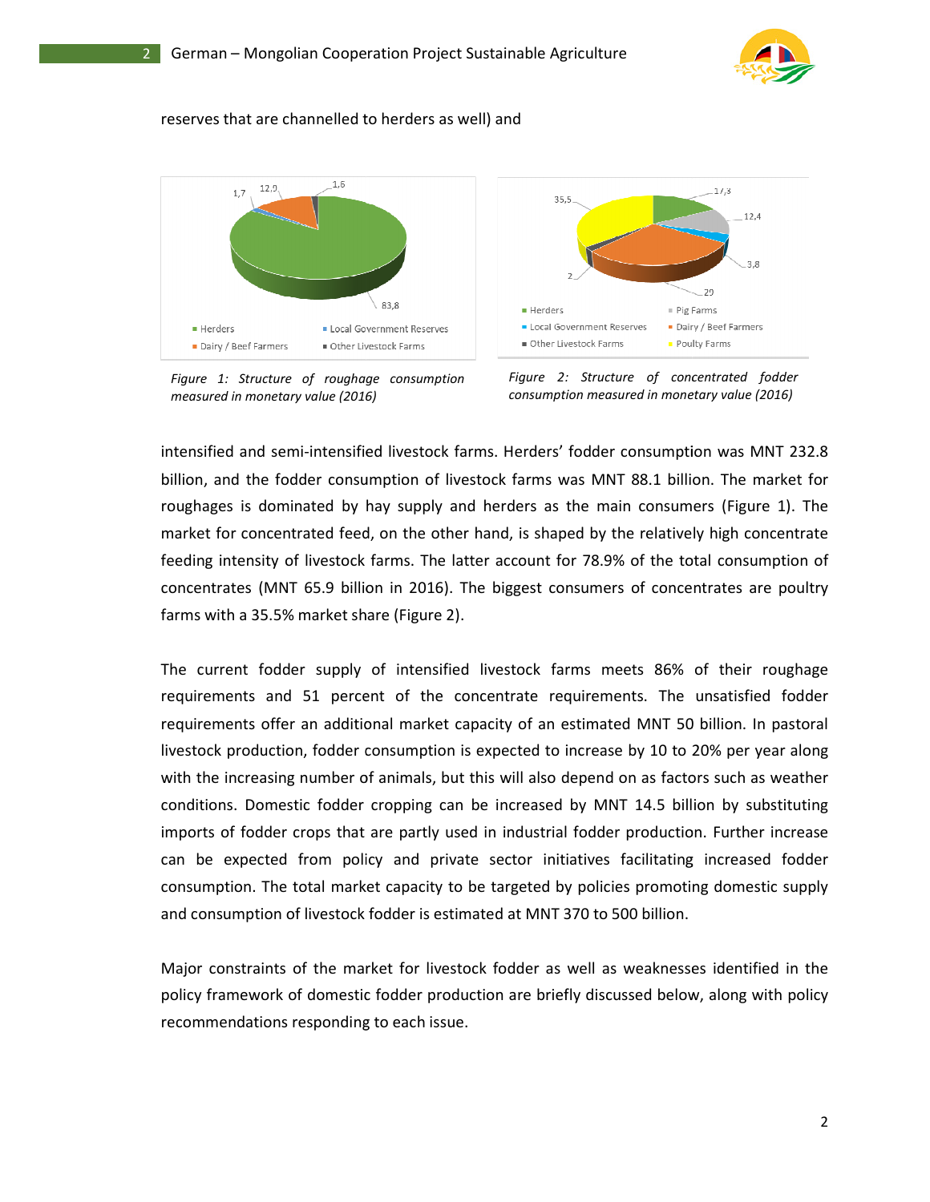reserves that are channelled to herders as well) and

Figure 1: Structure of roughage consumption measured in monetary value (2016)

Figure 2: Structure of concentrated fodder consumption measured in monetary value (2016)

intensified and semi-intensified livestock farms. Herders' fodder consumption was MNT 232.8 billion, and the fodder consumption of livestock farms was MNT 88.1 billion. The market for roughages is dominated by hay supply and herders as the main consumers (Figure 1). The market for concentrated feed, on the other hand, is shaped by the relatively high concentrate feeding intensity of livestock farms. The latter account for 78.9% of the total consumption of concentrates (MNT 65.9 billion in 2016). The biggest consumers of concentrates are poultry farms with a 35.5% market share (Figure 2).

The current fodder supply of intensified livestock farms meets 86% of their roughage requirements and 51 percent of the concentrate requirements. The unsatisfied fodder requirements offer an additional market capacity of an estimated MNT 50 billion. In pastoral livestock production, fodder consumption is expected to increase by 10 to 20% per year along with the increasing number of animals, but this will also depend on as factors such as weather conditions. Domestic fodder cropping can be increased by MNT 14.5 billion by substituting imports of fodder crops that are partly used in industrial fodder production. Further increase can be expected from policy and private sector initiatives facilitating increased fodder consumption. The total market capacity to be targeted by policies promoting domestic supply and consumption of livestock fodder is estimated at MNT 370 to 500 billion.

Major constraints of the market for livestock fodder as well as weaknesses identified in the policy framework of domestic fodder production are briefly discussed below, along with policy recommendations responding to each issue.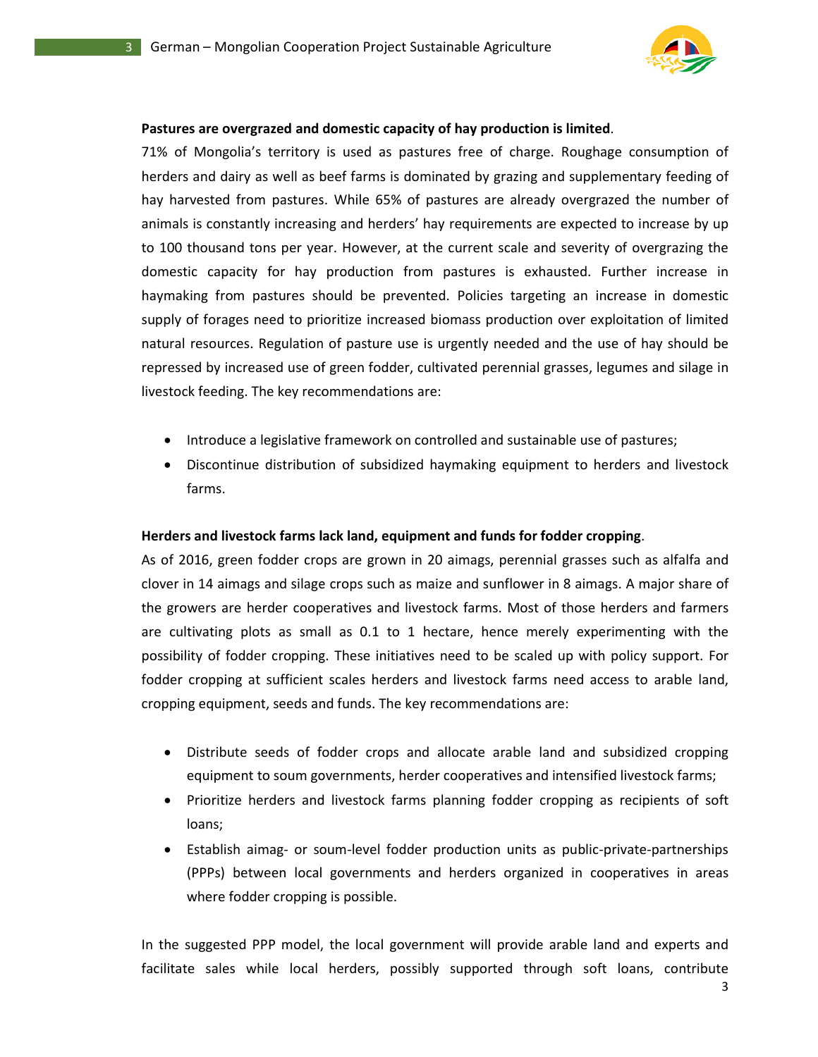**Pastures are overgrazed and domestic capacity of hay production is limited**.

71% of Mongolia's territory is used as pastures free of charge. Roughage consumption of herders and dairy as well as beef farms is dominated by grazing and supplementary feeding of hay harvested from pastures. While 65% of pastures are already overgrazed the number of animals is constantly increasing and herders' hay requirements are expected to increase by up to 100 thousand tons per year. However, at the current scale and severity of overgrazing the domestic capacity for hay production from pastures is exhausted. Further increase in haymaking from pastures should be prevented. Policies targeting an increase in domestic supply of forages need to prioritize increased biomass production over exploitation of limited natural resources. Regulation of pasture use is urgently needed and the use of hay should be repressed by increased use of green fodder, cultivated perennial grasses, legumes and silage in livestock feeding. The key recommendations are:

- Introduce a legislative framework on controlled and sustainable use of pastures;
- Discontinue distribution of subsidized haymaking equipment to herders and livestock farms.

**Herders and livestock farms lack land, equipment and funds for fodder cropping**.

As of 2016, green fodder crops are grown in 20 aimags, perennial grasses such as alfalfa and clover in 14 aimags and silage crops such as maize and sunflower in 8 aimags. A major share of the growers are herder cooperatives and livestock farms. Most of those herders and farmers are cultivating plots as small as 0.1 to 1 hectare, hence merely experimenting with the possibility of fodder cropping. These initiatives need to be scaled up with policy support. For fodder cropping at sufficient scales herders and livestock farms need access to arable land, cropping equipment, seeds and funds. The key recommendations are:

- Distribute seeds of fodder crops and allocate arable land and subsidized cropping equipment to soum governments, herder cooperatives and intensified livestock farms;
- Prioritize herders and livestock farms planning fodder cropping as recipients of soft loans;
- Establish aimag- or soum-level fodder production units as public-private-partnerships (PPPs) between local governments and herders organized in cooperatives in areas where fodder cropping is possible.

In the suggested PPP model, the local government will provide arable land and experts and facilitate sales while local herders, possibly supported through soft loans, contribute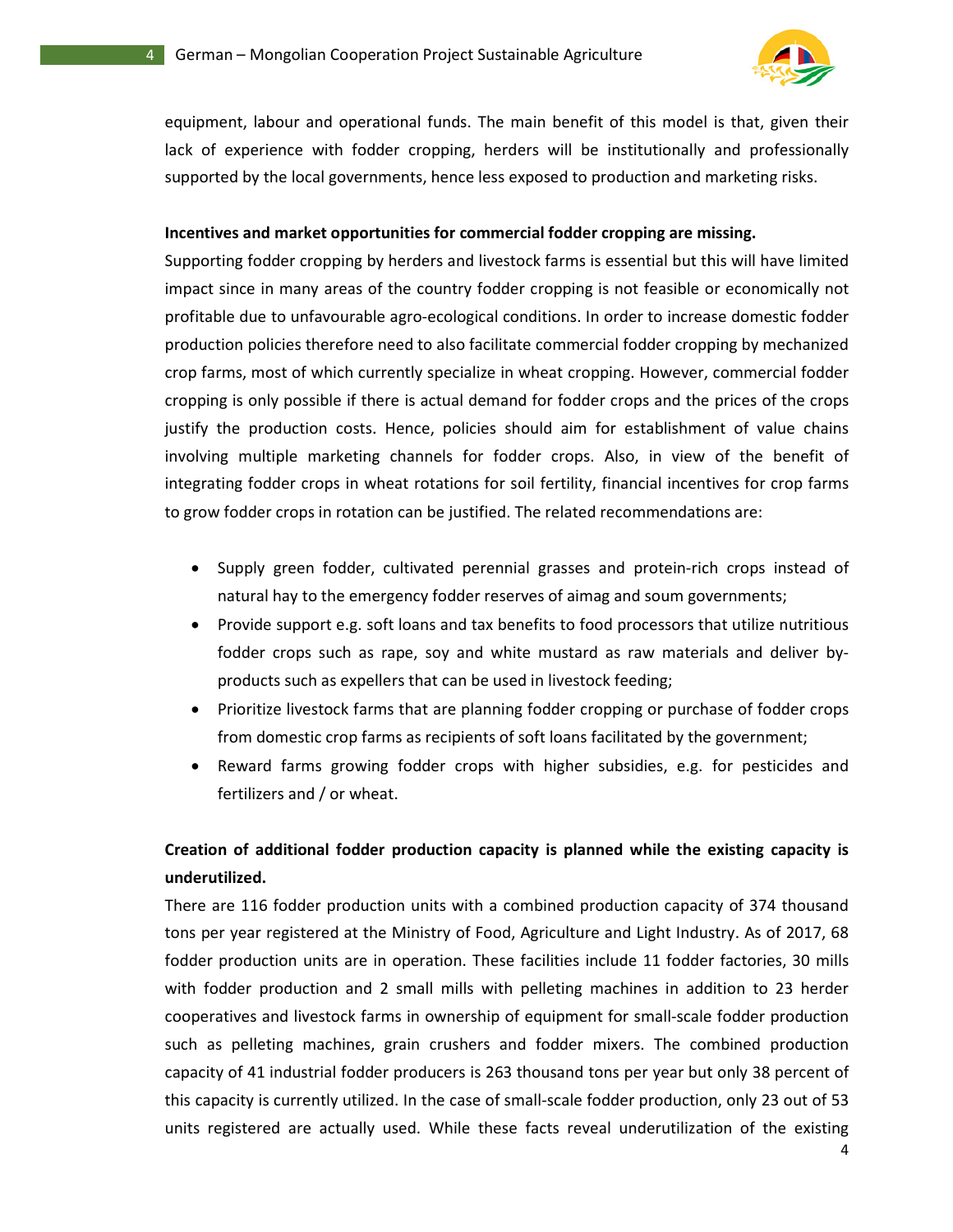equipment, labour and operational funds. The main benefit of this model is that, given their lack of experience with fodder cropping, herders will be institutionally and professionally supported by the local governments, hence less exposed to production and marketing risks.

**Incentives and market opportunities for commercial fodder cropping are missing.**

Supporting fodder cropping by herders and livestock farms is essential but this will have limited impact since in many areas of the country fodder cropping is not feasible or economically not profitable due to unfavourable agro-ecological conditions. In order to increase domestic fodder production policies therefore need to also facilitate commercial fodder cropping by mechanized crop farms, most of which currently specialize in wheat cropping. However, commercial fodder cropping is only possible if there is actual demand for fodder crops and the prices of the crops justify the production costs. Hence, policies should aim for establishment of value chains involving multiple marketing channels for fodder crops. Also, in view of the benefit of integrating fodder crops in wheat rotations for soil fertility, financial incentives for crop farms to grow fodder crops in rotation can be justified. The related recommendations are:

- Supply green fodder, cultivated perennial grasses and protein-rich crops instead of natural hay to the emergency fodder reserves of aimag and soum governments;
- Provide support e.g. soft loans and tax benefits to food processors that utilize nutritious fodder crops such as rape, soy and white mustard as raw materials and deliver by-products such as expellers that can be used in livestock feeding;
- Prioritize livestock farms that are planning fodder cropping or purchase of fodder crops from domestic crop farms as recipients of soft loans facilitated by the government;
- Reward farms growing fodder crops with higher subsidies, e.g. for pesticides and fertilizers and / or wheat.

**Creation of additional fodder production capacity is planned while the existing capacity is underutilized.**

There are 116 fodder production units with a combined production capacity of 374 thousand tons per year registered at the Ministry of Food, Agriculture and Light Industry. As of 2017, 68 fodder production units are in operation. These facilities include 11 fodder factories, 30 mills with fodder production and 2 small mills with pelleting machines in addition to 23 herder cooperatives and livestock farms in ownership of equipment for small-scale fodder production such as pelleting machines, grain crushers and fodder mixers. The combined production capacity of 41 industrial fodder producers is 263 thousand tons per year but only 38 percent of this capacity is currently utilized. In the case of small-scale fodder production, only 23 out of 53 units registered are actually used. While these facts reveal underutilization of the existing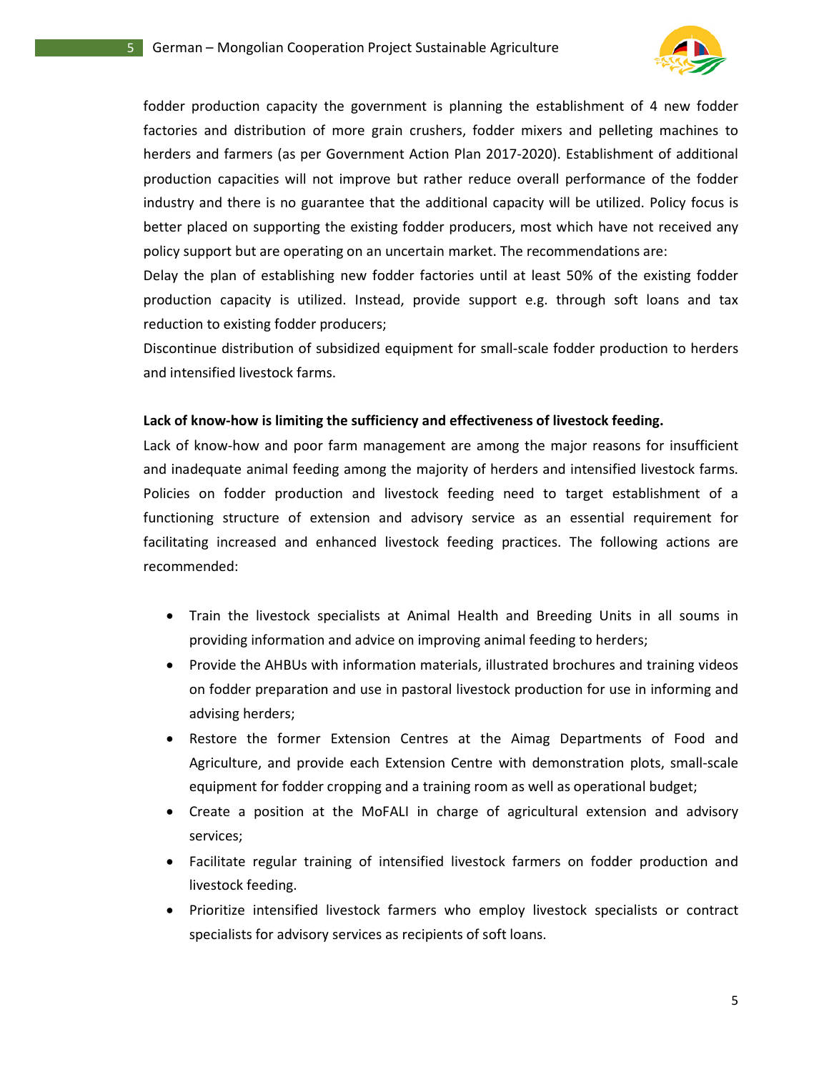fodder production capacity the government is planning the establishment of 4 new fodder factories and distribution of more grain crushers, fodder mixers and pelleting machines to herders and farmers (as per Government Action Plan 2017-2020). Establishment of additional production capacities will not improve but rather reduce overall performance of the fodder industry and there is no guarantee that the additional capacity will be utilized. Policy focus is better placed on supporting the existing fodder producers, most which have not received any policy support but are operating on an uncertain market. The recommendations are:

Delay the plan of establishing new fodder factories until at least 50% of the existing fodder production capacity is utilized. Instead, provide support e.g. through soft loans and tax reduction to existing fodder producers;

Discontinue distribution of subsidized equipment for small-scale fodder production to herders and intensified livestock farms.

**Lack of know-how is limiting the sufficiency and effectiveness of livestock feeding.**

Lack of know-how and poor farm management are among the major reasons for insufficient and inadequate animal feeding among the majority of herders and intensified livestock farms. Policies on fodder production and livestock feeding need to target establishment of a functioning structure of extension and advisory service as an essential requirement for facilitating increased and enhanced livestock feeding practices. The following actions are recommended:

- Train the livestock specialists at Animal Health and Breeding Units in all soums in providing information and advice on improving animal feeding to herders;
- Provide the AHBUs with information materials, illustrated brochures and training videos on fodder preparation and use in pastoral livestock production for use in informing and advising herders;
- Restore the former Extension Centres at the Aimag Departments of Food and Agriculture, and provide each Extension Centre with demonstration plots, small-scale equipment for fodder cropping and a training room as well as operational budget;
- Create a position at the MoFALI in charge of agricultural extension and advisory services;
- Facilitate regular training of intensified livestock farmers on fodder production and livestock feeding.
- Prioritize intensified livestock farmers who employ livestock specialists or contract specialists for advisory services as recipients of soft loans.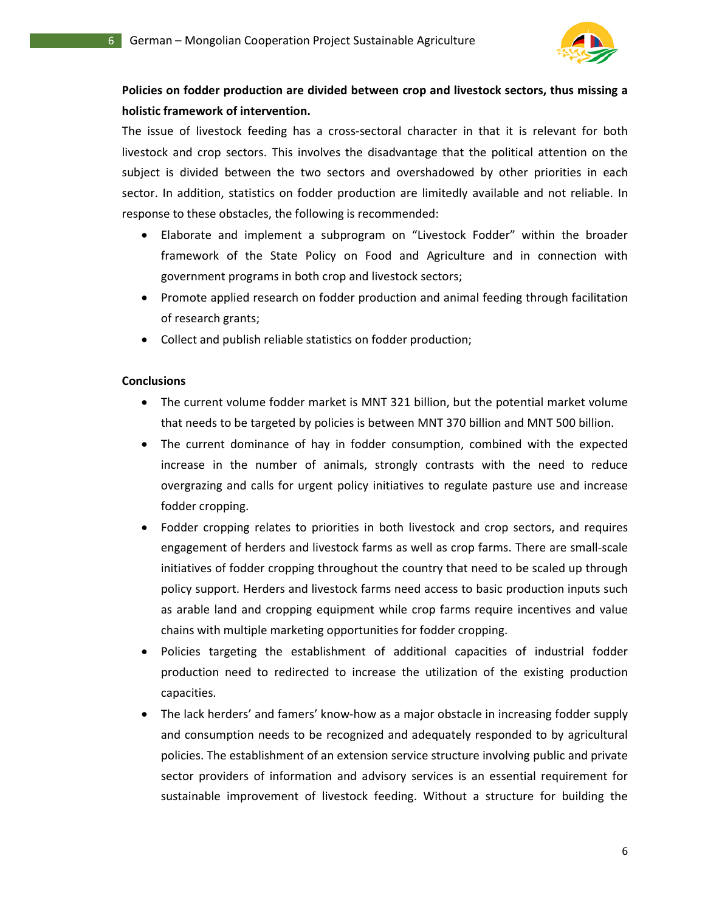**Policies on fodder production are divided between crop and livestock sectors, thus missing a holistic framework of intervention.**

The issue of livestock feeding has a cross-sectoral character in that it is relevant for both livestock and crop sectors. This involves the disadvantage that the political attention on the subject is divided between the two sectors and overshadowed by other priorities in each sector. In addition, statistics on fodder production are limitedly available and not reliable. In response to these obstacles, the following is recommended:

- Elaborate and implement a subprogram on "Livestock Fodder" within the broader framework of the State Policy on Food and Agriculture and in connection with government programs in both crop and livestock sectors;
- Promote applied research on fodder production and animal feeding through facilitation of research grants;
- Collect and publish reliable statistics on fodder production;

**Conclusions**

- The current volume fodder market is MNT 321 billion, but the potential market volume that needs to be targeted by policies is between MNT 370 billion and MNT 500 billion.
- The current dominance of hay in fodder consumption, combined with the expected increase in the number of animals, strongly contrasts with the need to reduce overgrazing and calls for urgent policy initiatives to regulate pasture use and increase fodder cropping.
- Fodder cropping relates to priorities in both livestock and crop sectors, and requires engagement of herders and livestock farms as well as crop farms. There are small-scale initiatives of fodder cropping throughout the country that need to be scaled up through policy support. Herders and livestock farms need access to basic production inputs such as arable land and cropping equipment while crop farms require incentives and value chains with multiple marketing opportunities for fodder cropping.
- Policies targeting the establishment of additional capacities of industrial fodder production need to redirected to increase the utilization of the existing production capacities.
- The lack herders' and famers' know-how as a major obstacle in increasing fodder supply and consumption needs to be recognized and adequately responded to by agricultural policies. The establishment of an extension service structure involving public and private sector providers of information and advisory services is an essential requirement for sustainable improvement of livestock feeding. Without a structure for building the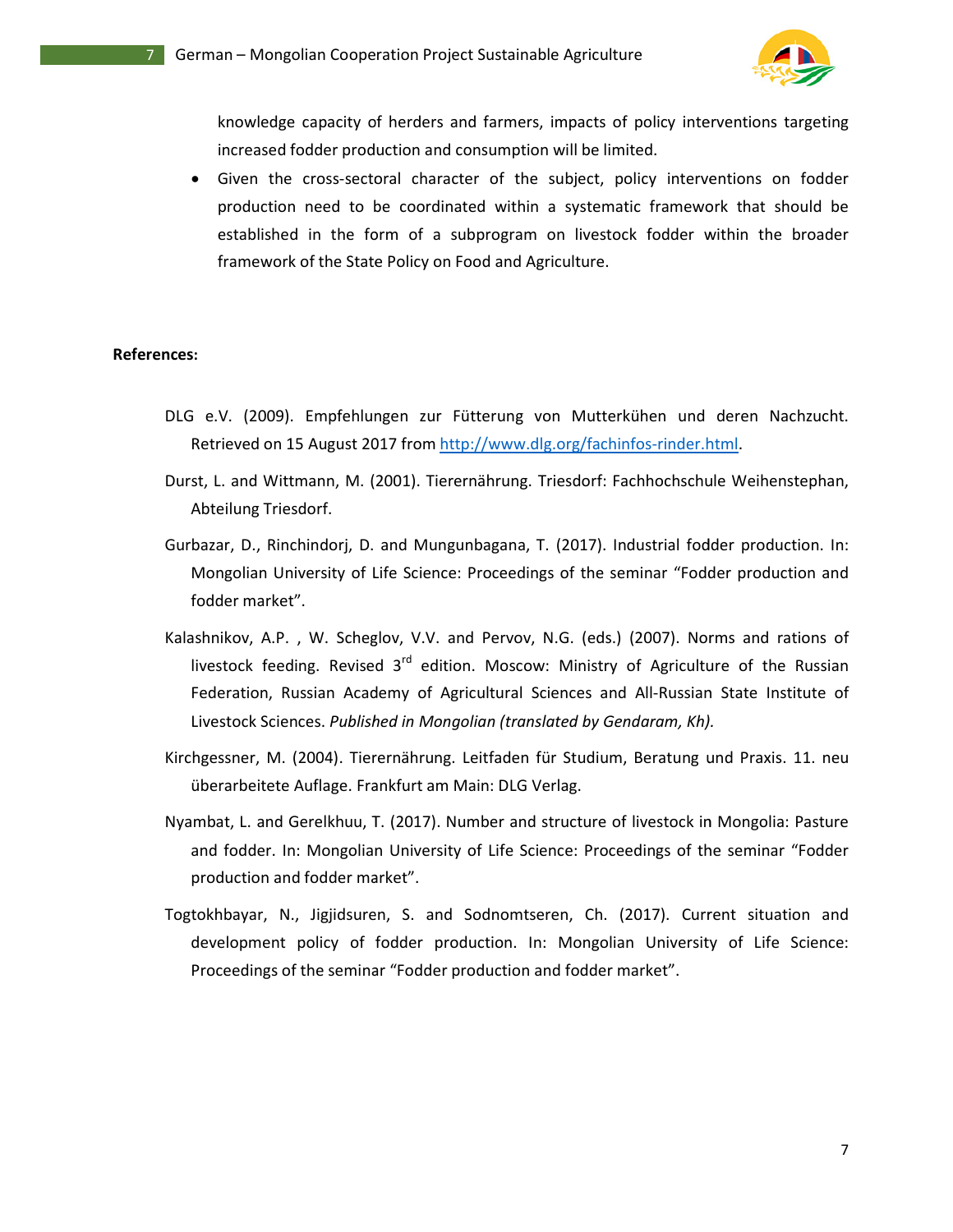knowledge capacity of herders and farmers, impacts of policy interventions targeting increased fodder production and consumption will be limited.

- Given the cross-sectoral character of the subject, policy interventions on fodder production need to be coordinated within a systematic framework that should be established in the form of a subprogram on livestock fodder within the broader framework of the State Policy on Food and Agriculture.

**References:**

DLG e.V. (2009). Empfehlungen zur Fütterung von Mutterkühen und deren Nachzucht. Retrieved on 15 August 2017 from http://www.dlg.org/fachinfos-rinder.html.

Durst, L. and Wittmann, M. (2001). Tierernährung. Triesdorf: Fachhochschule Weihenstephan, Abteilung Triesdorf.

Gurbazar, D., Rinchindorj, D. and Mungunbagana, T. (2017). Industrial fodder production. In: Mongolian University of Life Science: Proceedings of the seminar "Fodder production and fodder market".

Kalashnikov, A.P. , W. Scheglov, V.V. and Pervov, N.G. (eds.) (2007). Norms and rations of livestock feeding. Revised 3rd edition. Moscow: Ministry of Agriculture of the Russian Federation, Russian Academy of Agricultural Sciences and All-Russian State Institute of Livestock Sciences. *Published in Mongolian (translated by Gendaram, Kh).*

Kirchgessner, M. (2004). Tierernährung. Leitfaden für Studium, Beratung und Praxis. 11. neu überarbeitete Auflage. Frankfurt am Main: DLG Verlag.

Nyambat, L. and Gerelkhuu, T. (2017). Number and structure of livestock in Mongolia: Pasture and fodder. In: Mongolian University of Life Science: Proceedings of the seminar "Fodder production and fodder market".

Togtokhbayar, N., Jigjidsuren, S. and Sodnomtseren, Ch. (2017). Current situation and development policy of fodder production. In: Mongolian University of Life Science: Proceedings of the seminar "Fodder production and fodder market".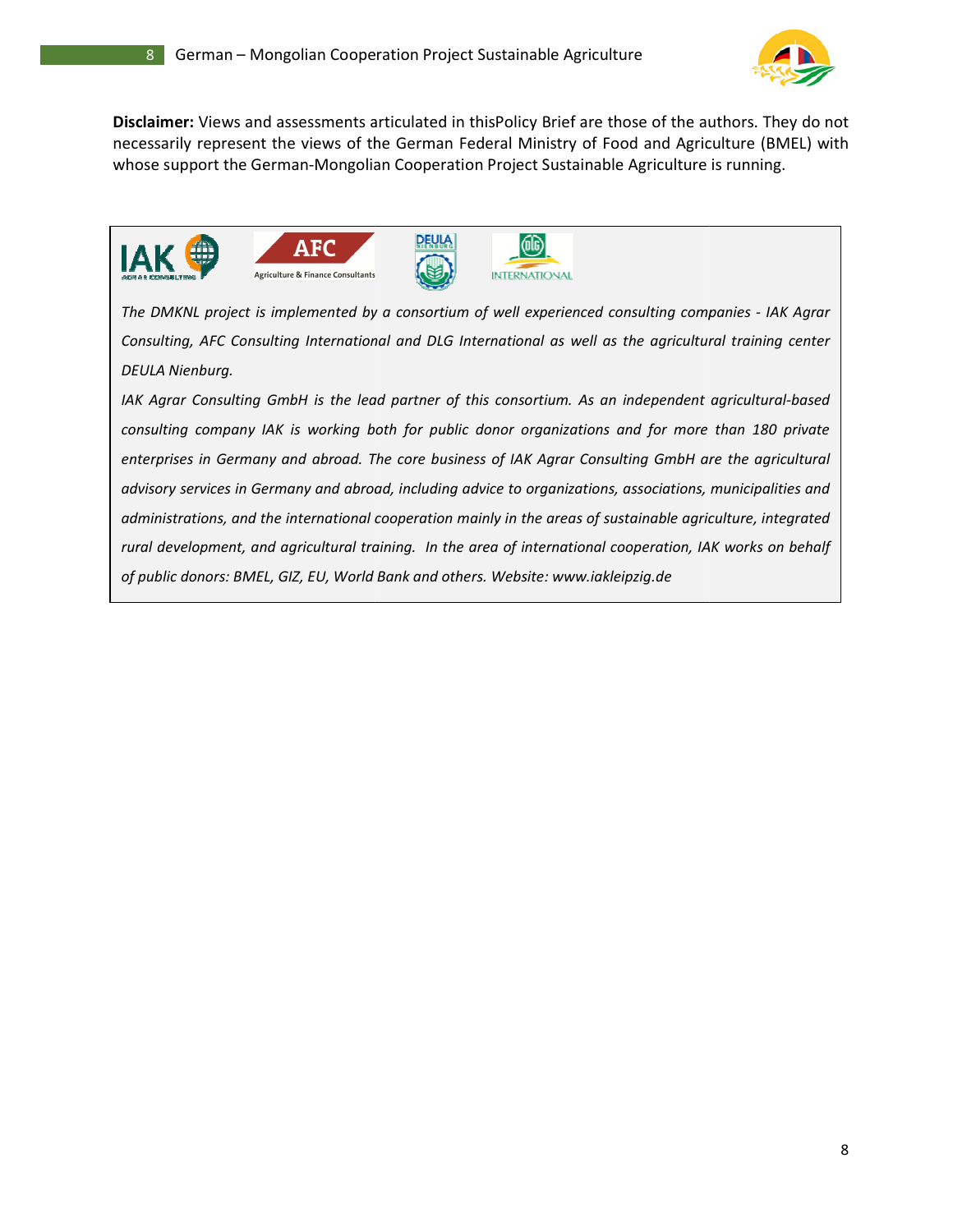**Disclaimer:** Views and assessments articulated in thisPolicy Brief are those of the authors. They do not necessarily represent the views of the German Federal Ministry of Food and Agriculture (BMEL) with whose support the German-Mongolian Cooperation Project Sustainable Agriculture is running.

*The DMKNL project is implemented by a consortium of well experienced consulting companies - IAK Agrar Consulting, AFC Consulting International and DLG International as well as the agricultural training center DEULA Nienburg.*

*IAK Agrar Consulting GmbH is the lead partner of this consortium. As an independent agricultural-based consulting company IAK is working both for public donor organizations and for more than 180 private enterprises in Germany and abroad. The core business of IAK Agrar Consulting GmbH are the agricultural advisory services in Germany and abroad, including advice to organizations, associations, municipalities and administrations, and the international cooperation mainly in the areas of sustainable agriculture, integrated rural development, and agricultural training. In the area of international cooperation, IAK works on behalf of public donors: BMEL, GIZ, EU, World Bank and others. Website: www.iakleipzig.de*